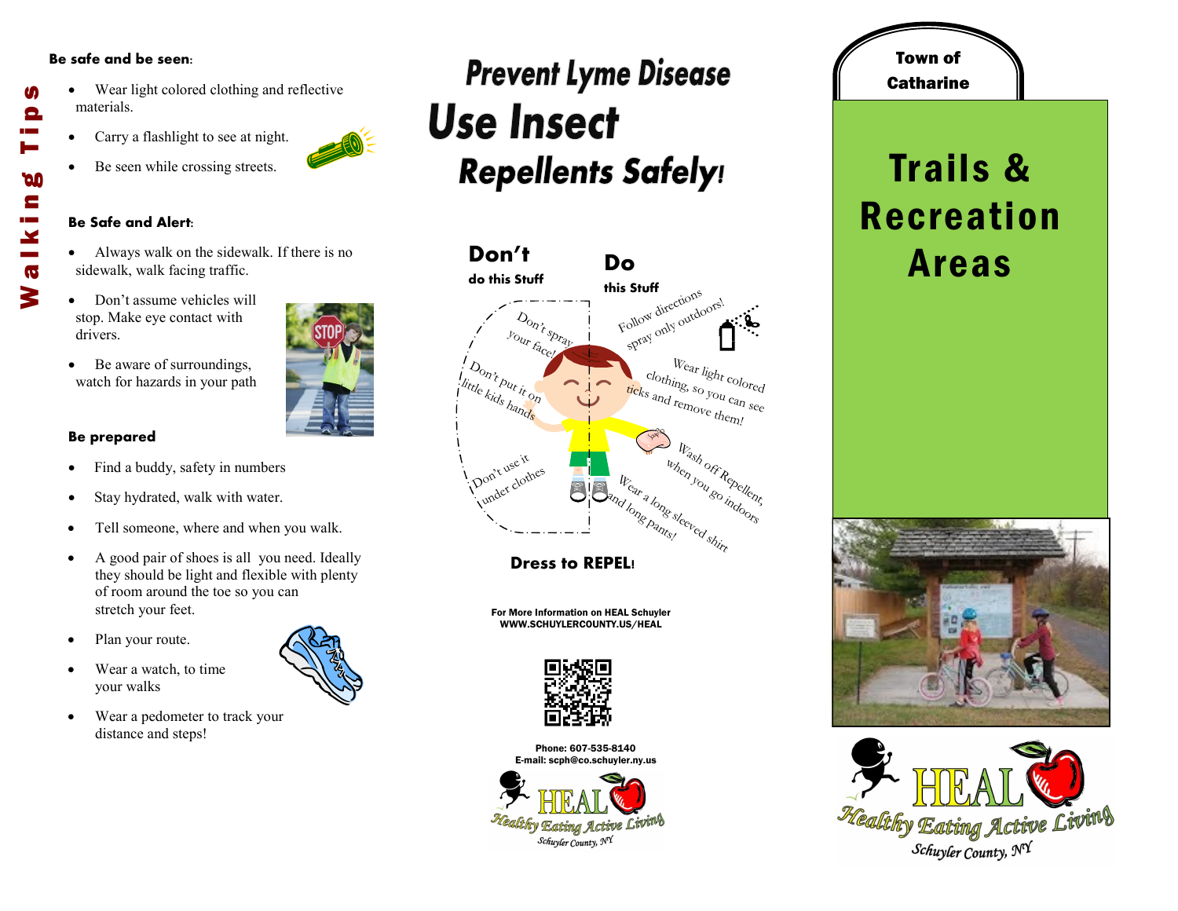# Walking Tips

**Be safe and be seen:**

- Wear light colored clothing and reflective materials.
- Carry a flashlight to see at night.
- Be seen while crossing streets.

**Be Safe and Alert:**

- Always walk on the sidewalk. If there is no sidewalk, walk facing traffic.
- Don't assume vehicles will stop. Make eye contact with drivers.
- Be aware of surroundings, watch for hazards in your path

**Be prepared**

- Find a buddy, safety in numbers
- Stay hydrated, walk with water.
- Tell someone, where and when you walk.
- A good pair of shoes is all you need. Ideally they should be light and flexible with plenty of room around the toe so you can stretch your feet.
- Plan your route.
- Wear a watch, to time your walks
- Wear a pedometer to track your distance and steps!

# Prevent Lyme Disease Use Insect Repellents Safely!

**Don't** do this Stuff

- Don't spray your face!
- Don't put it on little kids hands
- Don't use it under clothes

**Do** this Stuff

- Follow directions spray only outdoors!
- Wear light colored clothing, so you can see ticks and remove them!
- Wash off Repellent, when you go indoors
- Wear a long sleeved shirt and long pants!

**Dress to REPEL!**

For More Information on HEAL Schuyler
WWW.SCHUYLERCOUNTY.US/HEAL

Phone: 607-535-8140
E-mail: scph@co.schuyler.ny.us

HEAL Healthy Eating Active Living Schuyler County, NY

**Town of Catharine**

# Trails & Recreation Areas

HEAL Healthy Eating Active Living Schuyler County, NY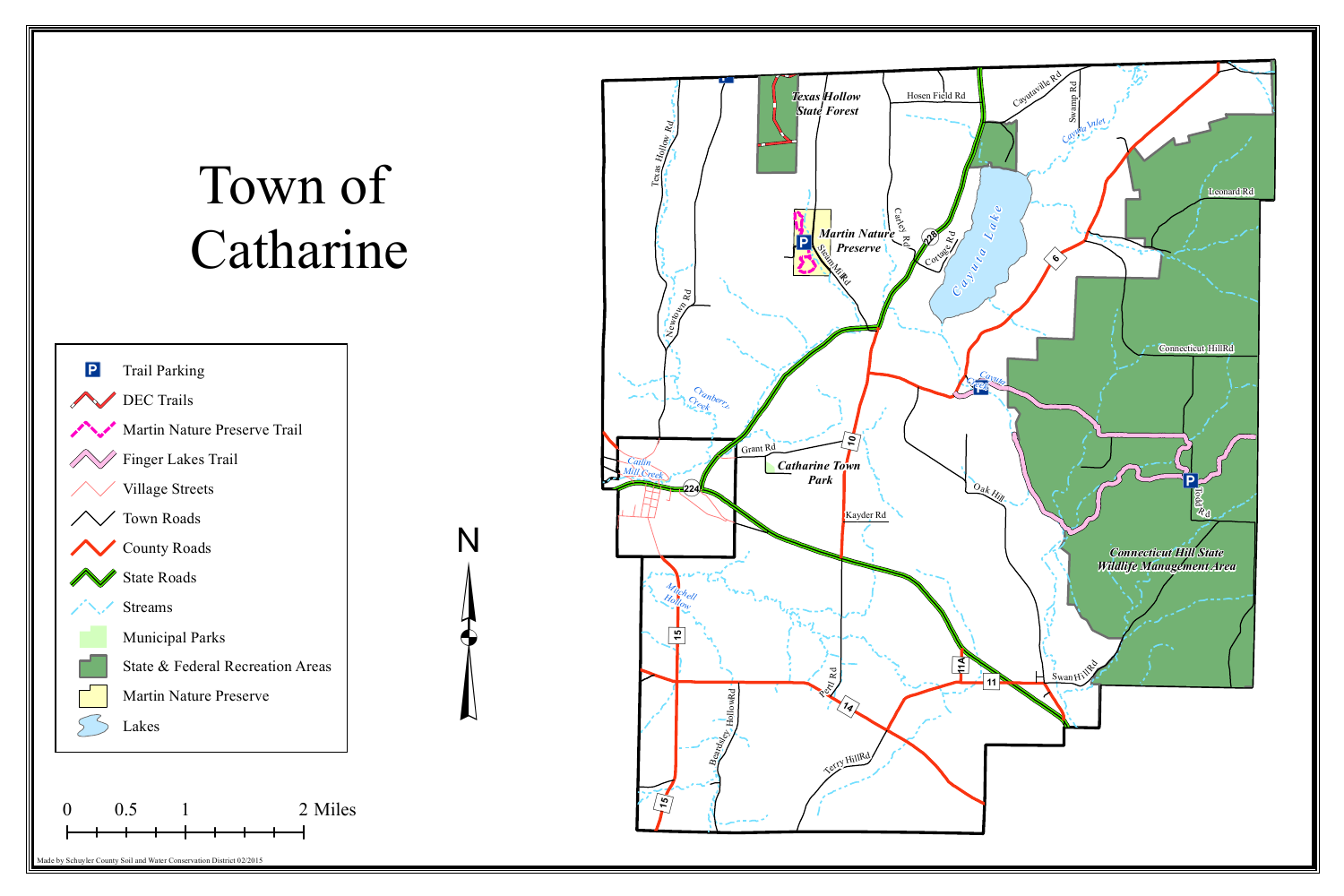# Town of Catharine

- Trail Parking
- DEC Trails
- Martin Nature Preserve Trail
- Finger Lakes Trail
- Village Streets
- Town Roads
- County Roads
- State Roads
- Streams
- Municipal Parks
- State & Federal Recreation Areas
- Martin Nature Preserve
- Lakes

N

0 0.5 1 2 Miles

Texas Hollow State Forest

Martin Nature Preserve

Catharine Town Park

Connecticut Hill State Wildlife Management Area

Cayuta Lake

Texas Hollow Rd

Hosen Field Rd

Cayutaville Rd

Swamp Rd

Cayuta Inlet

Leonard Rd

Carley Rd

Cottage Rd

Steam Mill Rd

Newtown Rd

Cranberry Creek

Connecticut Hill Rd

Cayuta Creek

Grant Rd

Catlin Mill Creek

Oak Hill

Todd Rd

Kayder Rd

Mitchell Hollow

Swan Hill Rd

Beardsley Hollow Rd

Perri Rd

Terry Hill Rd

228

6

10

224

15

11A

11

14

Made by Schuyler County Soil and Water Conservation District 02/2015